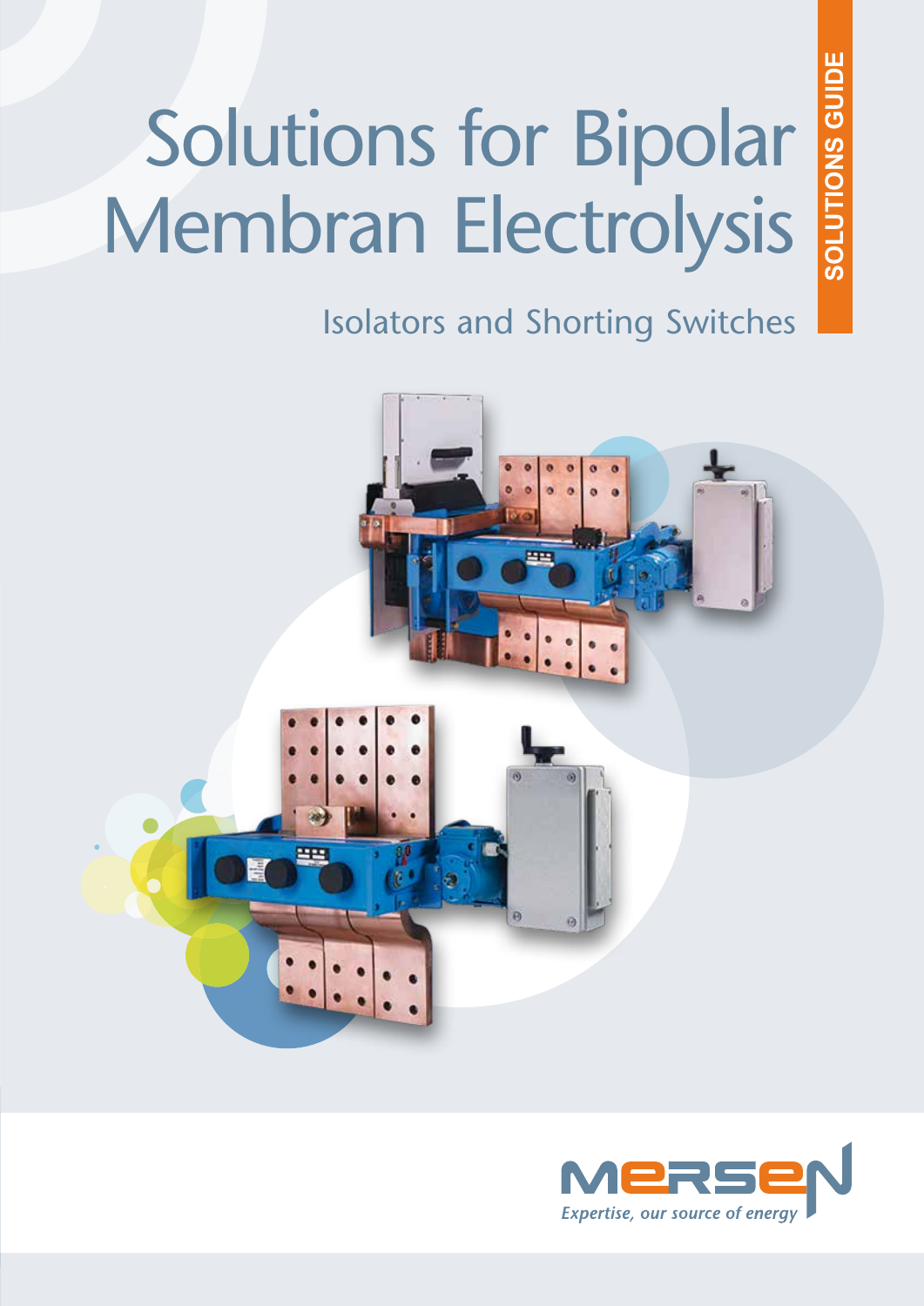SOLUTIONS GUIDE

# Solutions for Bipolar Membran Electrolysis

## Isolators and Shorting Switches

MERSEN

*Expertise, our source of energy*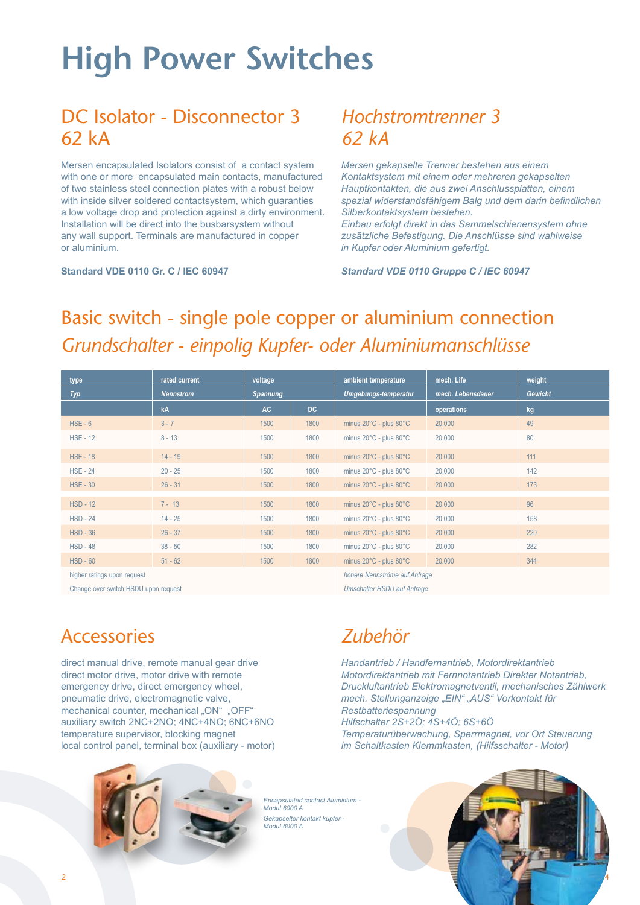# High Power Switches

## DC Isolator - Disconnector 3 62 kA

Mersen encapsulated Isolators consist of a contact system with one or more encapsulated main contacts, manufactured of two stainless steel connection plates with a robust below with inside silver soldered contactsystem, which guaranties a low voltage drop and protection against a dirty environment. Installation will be direct into the busbarsystem without any wall support. Terminals are manufactured in copper or aluminium.

**Standard VDE 0110 Gr. C / IEC 60947**

## *Hochstromtrenner 3 62 kA*

*Mersen gekapselte Trenner bestehen aus einem Kontaktsystem mit einem oder mehreren gekapselten Hauptkontakten, die aus zwei Anschlussplatten, einem spezial widerstandsfähigem Balg und dem darin befindlichen Silberkontaktsystem bestehen.*
*Einbau erfolgt direkt in das Sammelschienensystem ohne zusätzliche Befestigung. Die Anschlüsse sind wahlweise in Kupfer oder Aluminium gefertigt.*

***Standard VDE 0110 Gruppe C / IEC 60947***

## Basic switch - single pole copper or aluminium connection
## *Grundschalter - einpolig Kupfer- oder Aluminiumanschlüsse*

| type | rated current | voltage | | ambient temperature | mech. Life | weight |
|---|---|---|---|---|---|---|
| *Typ* | *Nennstrom* | *Spannung* | | *Umgebungs-temperatur* | *mech. Lebensdauer* | *Gewicht* |
| | kA | AC | DC | | operations | kg |
| HSE - 6 | 3 - 7 | 1500 | 1800 | minus 20°C - plus 80°C | 20.000 | 49 |
| HSE - 12 | 8 - 13 | 1500 | 1800 | minus 20°C - plus 80°C | 20.000 | 80 |
| HSE - 18 | 14 - 19 | 1500 | 1800 | minus 20°C - plus 80°C | 20.000 | 111 |
| HSE - 24 | 20 - 25 | 1500 | 1800 | minus 20°C - plus 80°C | 20.000 | 142 |
| HSE - 30 | 26 - 31 | 1500 | 1800 | minus 20°C - plus 80°C | 20.000 | 173 |
| HSD - 12 | 7 - 13 | 1500 | 1800 | minus 20°C - plus 80°C | 20.000 | 96 |
| HSD - 24 | 14 - 25 | 1500 | 1800 | minus 20°C - plus 80°C | 20.000 | 158 |
| HSD - 36 | 26 - 37 | 1500 | 1800 | minus 20°C - plus 80°C | 20.000 | 220 |
| HSD - 48 | 38 - 50 | 1500 | 1800 | minus 20°C - plus 80°C | 20.000 | 282 |
| HSD - 60 | 51 - 62 | 1500 | 1800 | minus 20°C - plus 80°C | 20.000 | 344 |
| higher ratings upon request | | | | *höhere Nennströme auf Anfrage* | | |
| Change over switch HSDU upon request | | | | *Umschalter HSDU auf Anfrage* | | |

## Accessories

direct manual drive, remote manual gear drive
direct motor drive, motor drive with remote emergency drive, direct emergency wheel, pneumatic drive, electromagnetic valve, mechanical counter, mechanical „ON" „OFF"
auxiliary switch 2NC+2NO; 4NC+4NO; 6NC+6NO
temperature supervisor, blocking magnet
local control panel, terminal box (auxiliary - motor)

## *Zubehör*

*Handantrieb / Handfernantrieb, Motordirektantrieb*
*Motordirektantrieb mit Fernnotantrieb Direkter Notantrieb, Druckluftantrieb Elektromagnetventil, mechanisches Zählwerk mech. Stellunganzeige „EIN" „AUS" Vorkontakt für Restbatteriespannung*
*Hilfschalter 2S+2Ö; 4S+4Ö; 6S+6Ö*
*Temperaturüberwachung, Sperrmagnet, vor Ort Steuerung im Schaltkasten Klemmkasten, (Hilfsschalter - Motor)*

*Encapsulated contact Aluminium - Modul 6000 A*
*Gekapselter kontakt kupfer - Modul 6000 A*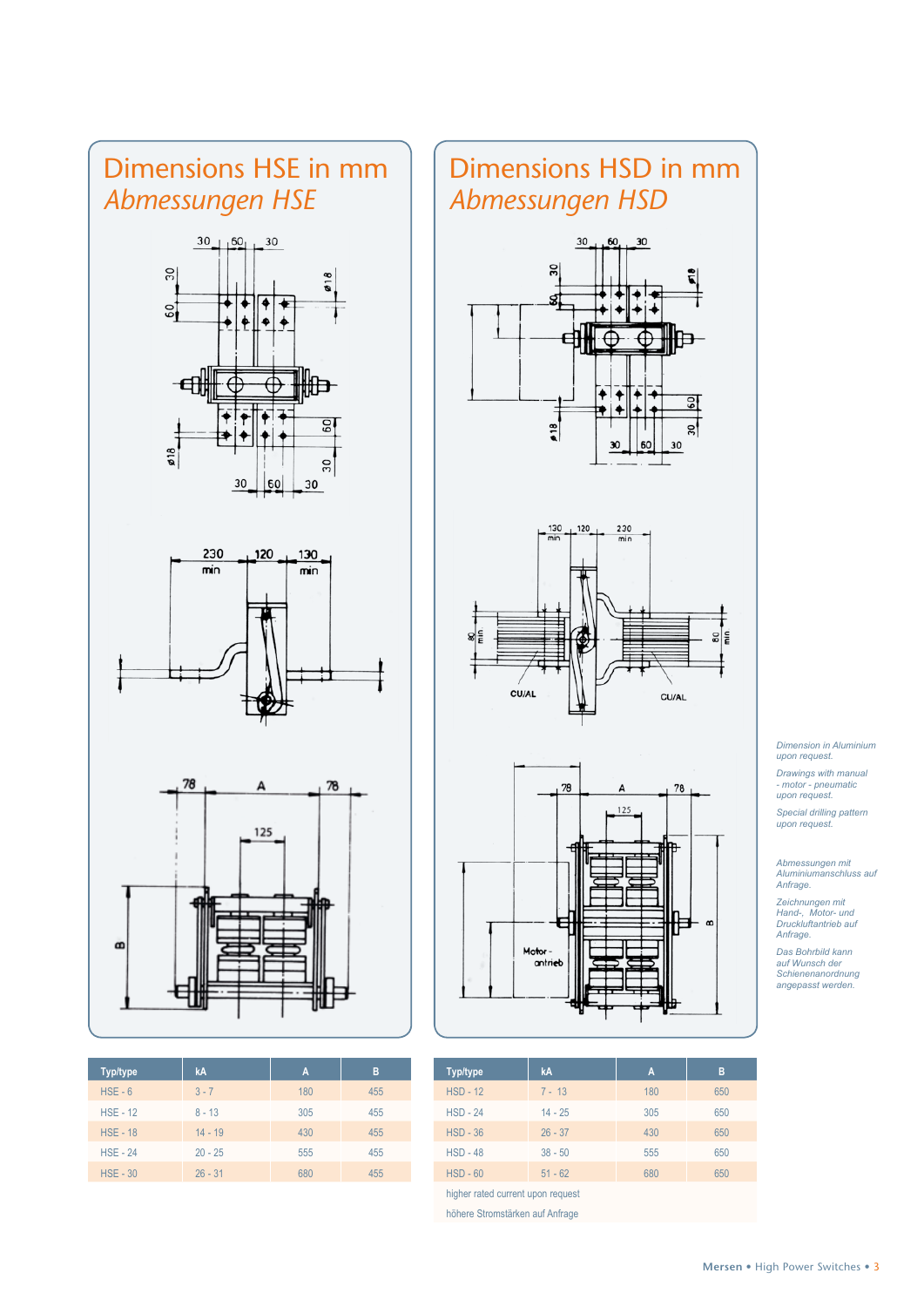## Dimensions HSE in mm
*Abmessungen HSE*

| Typ/type | kA | A | B |
|---|---|---|---|
| HSE - 6 | 3 - 7 | 180 | 455 |
| HSE - 12 | 8 - 13 | 305 | 455 |
| HSE - 18 | 14 - 19 | 430 | 455 |
| HSE - 24 | 20 - 25 | 555 | 455 |
| HSE - 30 | 26 - 31 | 680 | 455 |

## Dimensions HSD in mm
*Abmessungen HSD*

| Typ/type | kA | A | B |
|---|---|---|---|
| HSD - 12 | 7 - 13 | 180 | 650 |
| HSD - 24 | 14 - 25 | 305 | 650 |
| HSD - 36 | 26 - 37 | 430 | 650 |
| HSD - 48 | 38 - 50 | 555 | 650 |
| HSD - 60 | 51 - 62 | 680 | 650 |

higher rated current upon request

höhere Stromstärken auf Anfrage

*Dimension in Aluminium upon request.*

*Drawings with manual - motor - pneumatic upon request.*

*Special drilling pattern upon request.*

*Abmessungen mit Aluminiumanschluss auf Anfrage.*

*Zeichnungen mit Hand-, Motor- und Druckluftantrieb auf Anfrage.*

*Das Bohrbild kann auf Wunsch der Schienenanordnung angepasst werden.*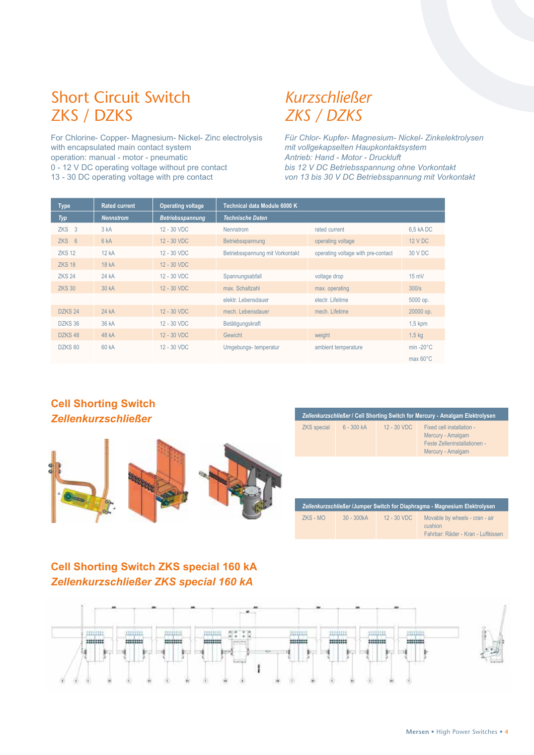# Short Circuit Switch ZKS / DZKS

For Chlorine- Copper- Magnesium- Nickel- Zinc electrolysis
with encapsulated main contact system
operation: manual - motor - pneumatic
0 - 12 V DC operating voltage without pre contact
13 - 30 DC operating voltage with pre contact

# *Kurzschließer ZKS / DZKS*

*Für Chlor- Kupfer- Magnesium- Nickel- Zinkelektrolysen*
*mit vollgekapselten Hauptkontaktsystem*
*Antrieb: Hand - Motor - Druckluft*
*bis 12 V DC Betriebsspannung ohne Vorkontakt*
*von 13 bis 30 V DC Betriebsspannung mit Vorkontakt*

| Type | Rated current | Operating voltage | Technical data Module 6000 K | | |
|---|---|---|---|---|---|
| *Typ* | *Nennstrom* | *Betriebsspannung* | *Technische Daten* | | |
| ZKS 3 | 3 kA | 12 - 30 VDC | Nennstrom | rated current | 6,5 kA DC |
| ZKS 6 | 6 kA | 12 - 30 VDC | Betriebsspannung | operating voltage | 12 V DC |
| ZKS 12 | 12 kA | 12 - 30 VDC | Betriebsspannung mit Vorkontakt | operating voltage with pre-contact | 30 V DC |
| ZKS 18 | 18 kA | 12 - 30 VDC | | | |
| ZKS 24 | 24 kA | 12 - 30 VDC | Spannungsabfall | voltage drop | 15 mV |
| ZKS 30 | 30 kA | 12 - 30 VDC | max. Schaltzahl | max. operating | 300/s |
| | | | elektr. Lebensdauer | electr. Lifetime | 5000 op. |
| DZKS 24 | 24 kA | 12 - 30 VDC | mech. Lebensdauer | mech. Lifetime | 20000 op. |
| DZKS 36 | 36 kA | 12 - 30 VDC | Betätigungskraft | | 1,5 kpm |
| DZKS 48 | 48 kA | 12 - 30 VDC | Gewicht | weight | 1,5 kg |
| DZKS 60 | 60 kA | 12 - 30 VDC | Umgebungs- temperatur | ambient temperature | min -20°C max 60°C |

## Cell Shorting Switch
## *Zellenkurzschließer*

| *Zellenkurzschließer* / Cell Shorting Switch for Mercury - Amalgam Elektrolysen | | | |
|---|---|---|---|
| ZKS special | 6 - 300 kA | 12 - 30 VDC | Fixed cell installation - Mercury - Amalgam Feste Zelleninstallationen - Mercury - Amalgam |

| *Zellenkurzschließer* /Jumper Switch for Diaphragma - Magnesium Elektrolysen | | | |
|---|---|---|---|
| ZKS - MO | 30 - 300kA | 12 - 30 VDC | Movable by wheels - cran - air cushion Fahrbar: Räder - Kran - Luftkissen |

## Cell Shorting Switch ZKS special 160 kA
## *Zellenkurzschließer ZKS special 160 kA*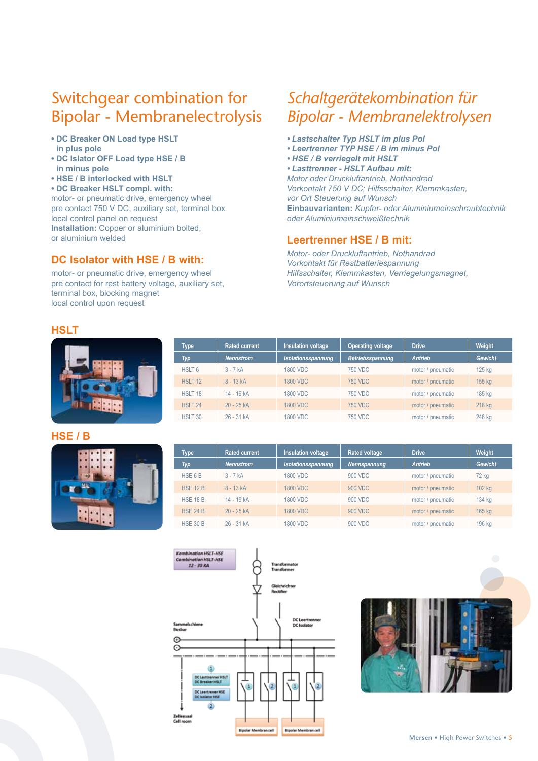# Switchgear combination for Bipolar - Membranelectrolysis

- **DC Breaker ON Load type HSLT in plus pole**
- **DC Islator OFF Load type HSE / B in minus pole**
- **HSE / B interlocked with HSLT**
- **DC Breaker HSLT compl. with:**

motor- or pneumatic drive, emergency wheel
pre contact 750 V DC, auxiliary set, terminal box
local control panel on request
**Installation:** Copper or aluminium bolted, or aluminium welded

## DC Isolator with HSE / B with:

motor- or pneumatic drive, emergency wheel
pre contact for rest battery voltage, auxiliary set, terminal box, blocking magnet
local control upon request

# *Schaltgerätekombination für Bipolar - Membranelektrolysen*

- ***Lastschalter Typ HSLT im plus Pol***
- ***Leertrenner TYP HSE / B im minus Pol***
- ***HSE / B verriegelt mit HSLT***
- ***Lasttrenner - HSLT Aufbau mit:***

*Motor oder Druckluftantrieb, Nothandrad*
*Vorkontakt 750 V DC; Hilfsschalter, Klemmkasten, vor Ort Steuerung auf Wunsch*
***Einbauvarianten:** Kupfer- oder Aluminiumeinschraubtechnik oder Aluminiumeinschweißtechnik*

## Leertrenner HSE / B mit:

*Motor- oder Druckluftantrieb, Nothandrad*
*Vorkontakt für Restbatteriespannung*
*Hilfsschalter, Klemmkasten, Verriegelungsmagnet,*
*Vorortsteuerung auf Wunsch*

## HSLT

| Type | Rated current | Insulation voltage | Operating voltage | Drive | Weight |
|---|---|---|---|---|---|
| *Typ* | *Nennstrom* | *Isolationsspannung* | *Betriebsspannung* | *Antrieb* | *Gewicht* |
| HSLT 6 | 3 - 7 kA | 1800 VDC | 750 VDC | motor / pneumatic | 125 kg |
| HSLT 12 | 8 - 13 kA | 1800 VDC | 750 VDC | motor / pneumatic | 155 kg |
| HSLT 18 | 14 - 19 kA | 1800 VDC | 750 VDC | motor / pneumatic | 185 kg |
| HSLT 24 | 20 - 25 kA | 1800 VDC | 750 VDC | motor / pneumatic | 216 kg |
| HSLT 30 | 26 - 31 kA | 1800 VDC | 750 VDC | motor / pneumatic | 246 kg |

## HSE / B

| Type | Rated current | Insulation voltage | Rated voltage | Drive | Weight |
|---|---|---|---|---|---|
| *Typ* | *Nennstrom* | *Isolationsspannung* | *Nennspannung* | *Antrieb* | *Gewicht* |
| HSE 6 B | 3 - 7 kA | 1800 VDC | 900 VDC | motor / pneumatic | 72 kg |
| HSE 12 B | 8 - 13 kA | 1800 VDC | 900 VDC | motor / pneumatic | 102 kg |
| HSE 18 B | 14 - 19 kA | 1800 VDC | 900 VDC | motor / pneumatic | 134 kg |
| HSE 24 B | 20 - 25 kA | 1800 VDC | 900 VDC | motor / pneumatic | 165 kg |
| HSE 30 B | 26 - 31 kA | 1800 VDC | 900 VDC | motor / pneumatic | 196 kg |

Kombination HSLT-HSE
Combination HSLT-HSE
12 - 30 KA

Transformator / Transformer
Gleichrichter / Rectifier
DC Leertrenner / DC Isolator
Sammelschiene / Busbar
1 DC Lasttrenner HSLT / DC Breaker HSLT
2 DC Leertrenner HSE / DC Isolator HSE
Zellensaal / Cell room
Bipolar Membran cell
Bipolar Membran cell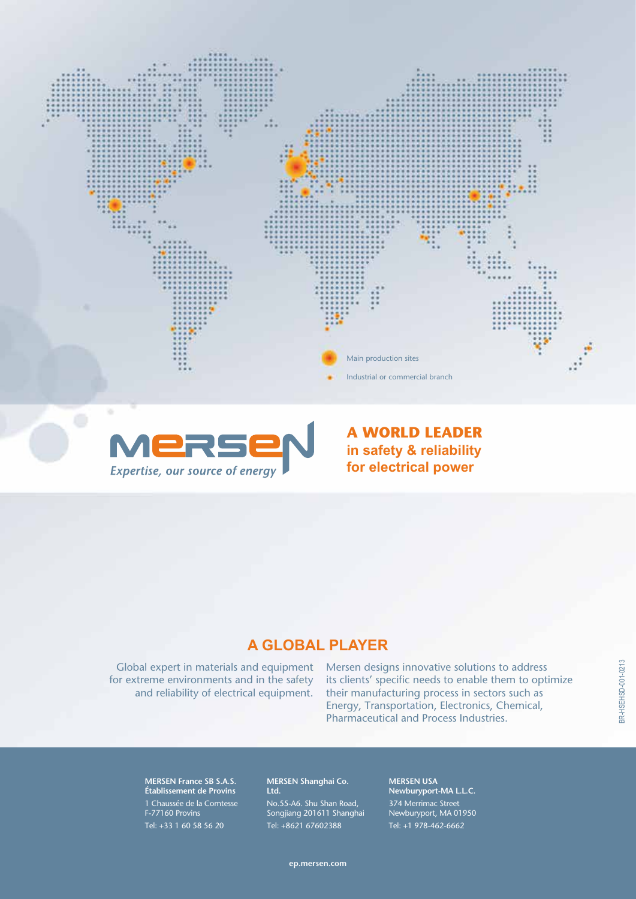Main production sites

Industrial or commercial branch

MERSEN

*Expertise, our source of energy*

**A WORLD LEADER**
**in safety & reliability**
**for electrical power**

## A GLOBAL PLAYER

Global expert in materials and equipment for extreme environments and in the safety and reliability of electrical equipment.

Mersen designs innovative solutions to address its clients' specific needs to enable them to optimize their manufacturing process in sectors such as Energy, Transportation, Electronics, Chemical, Pharmaceutical and Process Industries.

BR-HSEHSD-001-0213

**MERSEN France SB S.A.S.**
**Établissement de Provins**
1 Chaussée de la Comtesse
F-77160 Provins
Tel: +33 1 60 58 56 20

**MERSEN Shanghai Co. Ltd.**
No.55-A6. Shu Shan Road,
Songjiang 201611 Shanghai
Tel: +8621 67602388

**MERSEN USA**
**Newburyport-MA L.L.C.**
374 Merrimac Street
Newburyport, MA 01950
Tel: +1 978-462-6662

**ep.mersen.com**